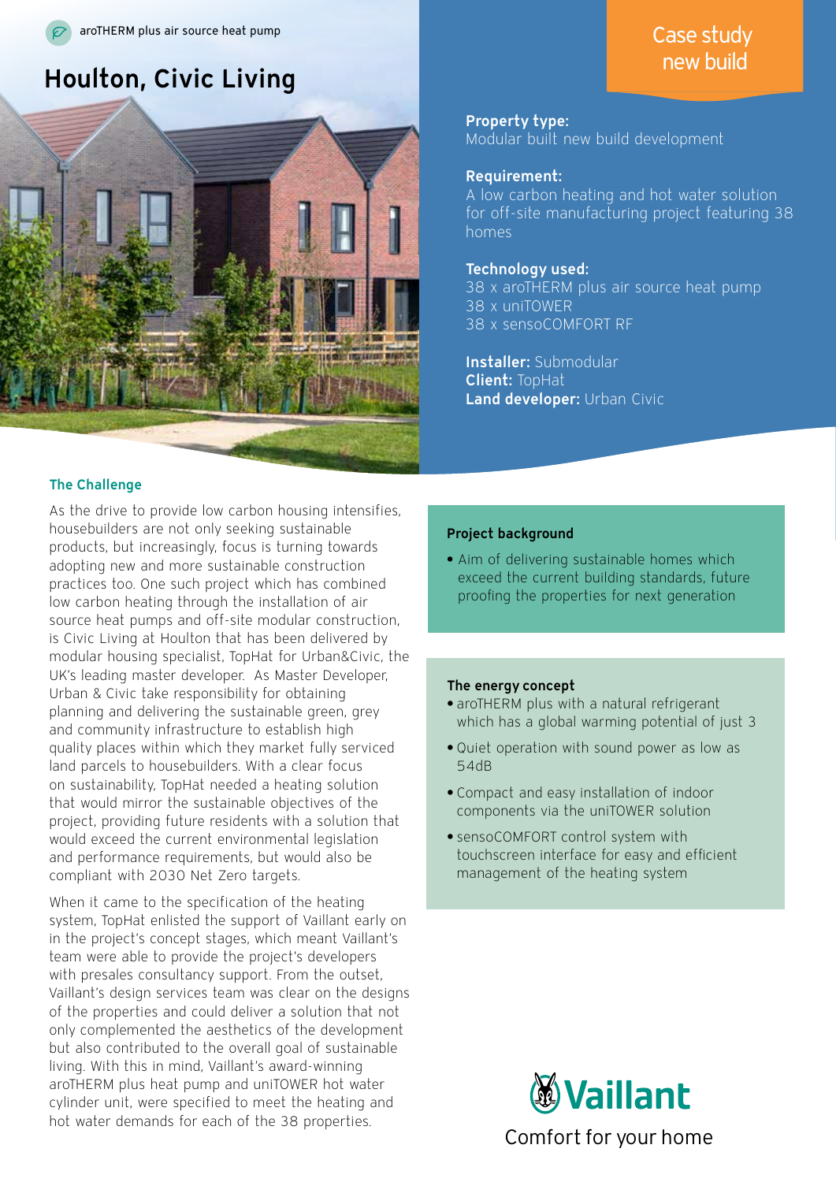aroTHERM plus air source heat pump

# Houlton, Civic Living

Case study new build

**Property type:**
Modular built new build development

**Requirement:**
A low carbon heating and hot water solution for off-site manufacturing project featuring 38 homes

**Technology used:**
38 x aroTHERM plus air source heat pump
38 x uniTOWER
38 x sensoCOMFORT RF

**Installer:** Submodular
**Client:** TopHat
**Land developer:** Urban Civic

## The Challenge

As the drive to provide low carbon housing intensifies, housebuilders are not only seeking sustainable products, but increasingly, focus is turning towards adopting new and more sustainable construction practices too. One such project which has combined low carbon heating through the installation of air source heat pumps and off-site modular construction, is Civic Living at Houlton that has been delivered by modular housing specialist, TopHat for Urban&Civic, the UK's leading master developer. As Master Developer, Urban & Civic take responsibility for obtaining planning and delivering the sustainable green, grey and community infrastructure to establish high quality places within which they market fully serviced land parcels to housebuilders. With a clear focus on sustainability, TopHat needed a heating solution that would mirror the sustainable objectives of the project, providing future residents with a solution that would exceed the current environmental legislation and performance requirements, but would also be compliant with 2030 Net Zero targets.

When it came to the specification of the heating system, TopHat enlisted the support of Vaillant early on in the project's concept stages, which meant Vaillant's team were able to provide the project's developers with presales consultancy support. From the outset, Vaillant's design services team was clear on the designs of the properties and could deliver a solution that not only complemented the aesthetics of the development but also contributed to the overall goal of sustainable living. With this in mind, Vaillant's award-winning aroTHERM plus heat pump and uniTOWER hot water cylinder unit, were specified to meet the heating and hot water demands for each of the 38 properties.

### Project background

- Aim of delivering sustainable homes which exceed the current building standards, future proofing the properties for next generation

### The energy concept

- aroTHERM plus with a natural refrigerant which has a global warming potential of just 3
- Quiet operation with sound power as low as 54dB
- Compact and easy installation of indoor components via the uniTOWER solution
- sensoCOMFORT control system with touchscreen interface for easy and efficient management of the heating system

Vaillant
Comfort for your home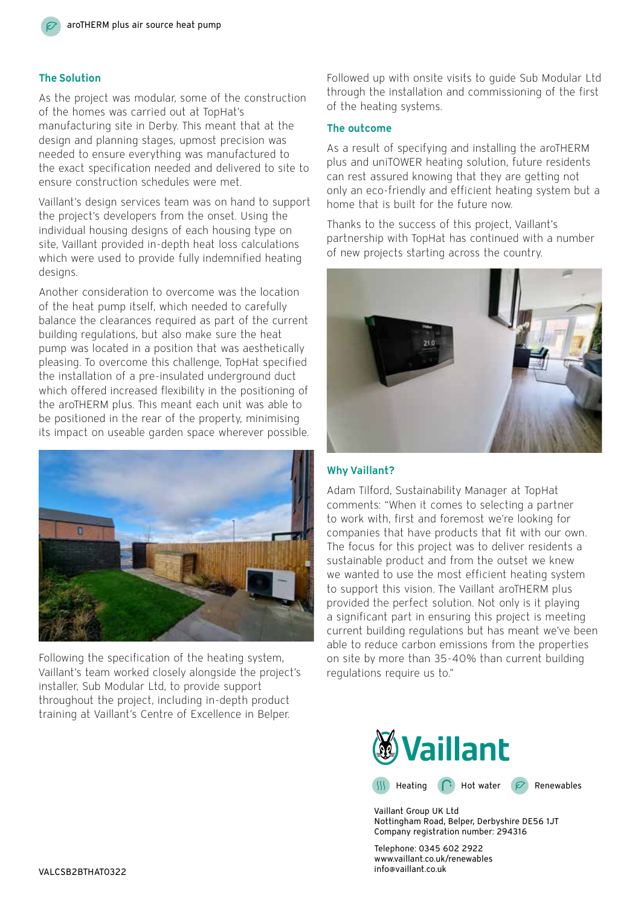## The Solution

As the project was modular, some of the construction of the homes was carried out at TopHat's manufacturing site in Derby. This meant that at the design and planning stages, upmost precision was needed to ensure everything was manufactured to the exact specification needed and delivered to site to ensure construction schedules were met.

Vaillant's design services team was on hand to support the project's developers from the onset. Using the individual housing designs of each housing type on site, Vaillant provided in-depth heat loss calculations which were used to provide fully indemnified heating designs.

Another consideration to overcome was the location of the heat pump itself, which needed to carefully balance the clearances required as part of the current building regulations, but also make sure the heat pump was located in a position that was aesthetically pleasing. To overcome this challenge, TopHat specified the installation of a pre-insulated underground duct which offered increased flexibility in the positioning of the aroTHERM plus. This meant each unit was able to be positioned in the rear of the property, minimising its impact on useable garden space wherever possible.

Following the specification of the heating system, Vaillant's team worked closely alongside the project's installer, Sub Modular Ltd, to provide support throughout the project, including in-depth product training at Vaillant's Centre of Excellence in Belper.

Followed up with onsite visits to guide Sub Modular Ltd through the installation and commissioning of the first of the heating systems.

## The outcome

As a result of specifying and installing the aroTHERM plus and uniTOWER heating solution, future residents can rest assured knowing that they are getting not only an eco-friendly and efficient heating system but a home that is built for the future now.

Thanks to the success of this project, Vaillant's partnership with TopHat has continued with a number of new projects starting across the country.

## Why Vaillant?

Adam Tilford, Sustainability Manager at TopHat comments: "When it comes to selecting a partner to work with, first and foremost we're looking for companies that have products that fit with our own. The focus for this project was to deliver residents a sustainable product and from the outset we knew we wanted to use the most efficient heating system to support this vision. The Vaillant aroTHERM plus provided the perfect solution. Not only is it playing a significant part in ensuring this project is meeting current building regulations but has meant we've been able to reduce carbon emissions from the properties on site by more than 35-40% than current building regulations require us to."

Vaillant

Heating Hot water Renewables

Vaillant Group UK Ltd
Nottingham Road, Belper, Derbyshire DE56 1JT
Company registration number: 294316

Telephone: 0345 602 2922
www.vaillant.co.uk/renewables
info@vaillant.co.uk

VALCSB2BTHAT0322